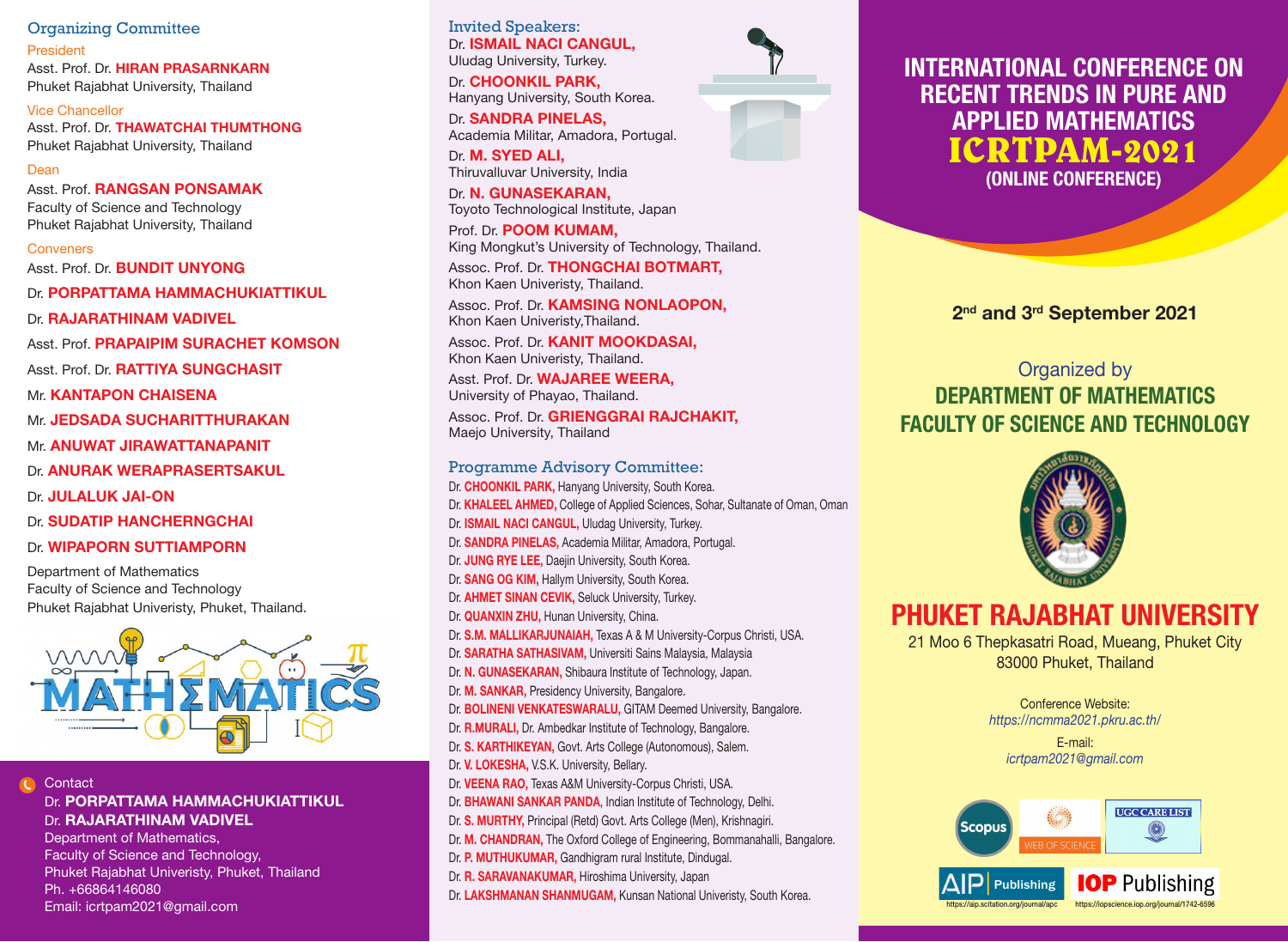## Organizing Committee

**President**

Asst. Prof. Dr. **HIRAN PRASARNKARN**
Phuket Rajabhat University, Thailand

**Vice Chancellor**

Asst. Prof. Dr. **THAWATCHAI THUMTHONG**
Phuket Rajabhat University, Thailand

**Dean**

Asst. Prof. **RANGSAN PONSAMAK**
Faculty of Science and Technology
Phuket Rajabhat University, Thailand

**Conveners**

Asst. Prof. Dr. **BUNDIT UNYONG**

Dr. **PORPATTAMA HAMMACHUKIATTIKUL**

Dr. **RAJARATHINAM VADIVEL**

Asst. Prof. **PRAPAIPIM SURACHET KOMSON**

Asst. Prof. Dr. **RATTIYA SUNGCHASIT**

Mr. **KANTAPON CHAISENA**

Mr. **JEDSADA SUCHARITTHURAKAN**

Mr. **ANUWAT JIRAWATTANAPANIT**

Dr. **ANURAK WERAPRASERTSAKUL**

Dr. **JULALUK JAI-ON**

Dr. **SUDATIP HANCHERNGCHAI**

Dr. **WIPAPORN SUTTIAMPORN**

Department of Mathematics
Faculty of Science and Technology
Phuket Rajabhat Univeristy, Phuket, Thailand.

**Contact**

Dr. **PORPATTAMA HAMMACHUKIATTIKUL**
Dr. **RAJARATHINAM VADIVEL**
Department of Mathematics,
Faculty of Science and Technology,
Phuket Rajabhat Univeristy, Phuket, Thailand
Ph. +66864146080
Email: icrtpam2021@gmail.com

## Invited Speakers:

Dr. **ISMAIL NACI CANGUL,**
Uludag University, Turkey.

Dr. **CHOONKIL PARK,**
Hanyang University, South Korea.

Dr. **SANDRA PINELAS,**
Academia Militar, Amadora, Portugal.

Dr. **M. SYED ALI,**
Thiruvalluvar University, India

Dr. **N. GUNASEKARAN,**
Toyoto Technological Institute, Japan

Prof. Dr. **POOM KUMAM,**
King Mongkut's University of Technology, Thailand.

Assoc. Prof. Dr. **THONGCHAI BOTMART,**
Khon Kaen Univeristy, Thailand.

Assoc. Prof. Dr. **KAMSING NONLAOPON,**
Khon Kaen Univeristy,Thailand.

Assoc. Prof. Dr. **KANIT MOOKDASAI,**
Khon Kaen Univeristy, Thailand.

Asst. Prof. Dr. **WAJAREE WEERA,**
University of Phayao, Thailand.

Assoc. Prof. Dr. **GRIENGGRAI RAJCHAKIT,**
Maejo University, Thailand

## Programme Advisory Committee:

Dr. **CHOONKIL PARK,** Hanyang University, South Korea.
Dr. **KHALEEL AHMED,** College of Applied Sciences, Sohar, Sultanate of Oman, Oman
Dr. **ISMAIL NACI CANGUL,** Uludag University, Turkey.
Dr. **SANDRA PINELAS,** Academia Militar, Amadora, Portugal.
Dr. **JUNG RYE LEE,** Daejin University, South Korea.
Dr. **SANG OG KIM,** Hallym University, South Korea.
Dr. **AHMET SINAN CEVIK,** Seluck University, Turkey.
Dr. **QUANXIN ZHU,** Hunan University, China.
Dr. **S.M. MALLIKARJUNAIAH,** Texas A & M University-Corpus Christi, USA.
Dr. **SARATHA SATHASIVAM,** Universiti Sains Malaysia, Malaysia
Dr. **N. GUNASEKARAN,** Shibaura Institute of Technology, Japan.
Dr. **M. SANKAR,** Presidency University, Bangalore.
Dr. **BOLINENI VENKATESWARALU,** GITAM Deemed University, Bangalore.
Dr. **R.MURALI,** Dr. Ambedkar Institute of Technology, Bangalore.
Dr. **S. KARTHIKEYAN,** Govt. Arts College (Autonomous), Salem.
Dr. **V. LOKESHA,** V.S.K. University, Bellary.
Dr. **VEENA RAO,** Texas A&M University-Corpus Christi, USA.
Dr. **BHAWANI SANKAR PANDA,** Indian Institute of Technology, Delhi.
Dr. **S. MURTHY,** Principal (Retd) Govt. Arts College (Men), Krishnagiri.
Dr. **M. CHANDRAN,** The Oxford College of Engineering, Bommanahalli, Bangalore.
Dr. **P. MUTHUKUMAR,** Gandhigram rural Institute, Dindugal.
Dr. **R. SARAVANAKUMAR,** Hiroshima University, Japan
Dr. **LAKSHMANAN SHANMUGAM,** Kunsan National Univeristy, South Korea.

# INTERNATIONAL CONFERENCE ON RECENT TRENDS IN PURE AND APPLIED MATHEMATICS

# ICRTPAM-2021

**(ONLINE CONFERENCE)**

**2nd and 3rd September 2021**

Organized by
**DEPARTMENT OF MATHEMATICS**
**FACULTY OF SCIENCE AND TECHNOLOGY**

## PHUKET RAJABHAT UNIVERSITY

21 Moo 6 Thepkasatri Road, Mueang, Phuket City
83000 Phuket, Thailand

Conference Website:
*https://ncmma2021.pkru.ac.th/*

E-mail:
*icrtpam2021@gmail.com*

Scopus | WEB OF SCIENCE | UGC CARE LIST

AIP Publishing https://aip.scitation.org/journal/apc | IOP Publishing https://iopscience.iop.org/journal/1742-6596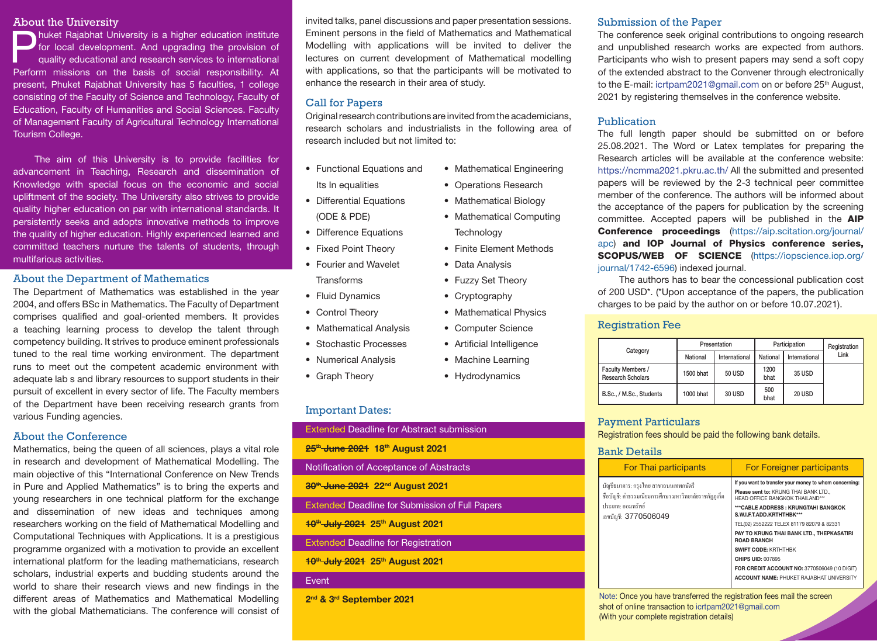## About the University

Phuket Rajabhat University is a higher education institute for local development. And upgrading the provision of quality educational and research services to international Perform missions on the basis of social responsibility. At present, Phuket Rajabhat University has 5 faculties, 1 college consisting of the Faculty of Science and Technology, Faculty of Education, Faculty of Humanities and Social Sciences. Faculty of Management Faculty of Agricultural Technology International Tourism College.

The aim of this University is to provide facilities for advancement in Teaching, Research and dissemination of Knowledge with special focus on the economic and social upliftment of the society. The University also strives to provide quality higher education on par with international standards. It persistently seeks and adopts innovative methods to improve the quality of higher education. Highly experienced learned and committed teachers nurture the talents of students, through multifarious activities.

## About the Department of Mathematics

The Department of Mathematics was established in the year 2004, and offers BSc in Mathematics. The Faculty of Department comprises qualified and goal-oriented members. It provides a teaching learning process to develop the talent through competency building. It strives to produce eminent professionals tuned to the real time working environment. The department runs to meet out the competent academic environment with adequate lab s and library resources to support students in their pursuit of excellent in every sector of life. The Faculty members of the Department have been receiving research grants from various Funding agencies.

## About the Conference

Mathematics, being the queen of all sciences, plays a vital role in research and development of Mathematical Modelling. The main objective of this "International Conference on New Trends in Pure and Applied Mathematics" is to bring the experts and young researchers in one technical platform for the exchange and dissemination of new ideas and techniques among researchers working on the field of Mathematical Modelling and Computational Techniques with Applications. It is a prestigious programme organized with a motivation to provide an excellent international platform for the leading mathematicians, research scholars, industrial experts and budding students around the world to share their research views and new findings in the different areas of Mathematics and Mathematical Modelling with the global Mathematicians. The conference will consist of invited talks, panel discussions and paper presentation sessions. Eminent persons in the field of Mathematics and Mathematical Modelling with applications will be invited to deliver the lectures on current development of Mathematical modelling with applications, so that the participants will be motivated to enhance the research in their area of study.

## Call for Papers

Original research contributions are invited from the academicians, research scholars and industrialists in the following area of research included but not limited to:

- Functional Equations and Its In equalities
- Differential Equations (ODE & PDE)
- Difference Equations
- Fixed Point Theory
- Fourier and Wavelet Transforms
- Fluid Dynamics
- Control Theory
- Mathematical Analysis
- Stochastic Processes
- Numerical Analysis
- Graph Theory
- Mathematical Engineering
- Operations Research
- Mathematical Biology
- Mathematical Computing Technology
- Finite Element Methods
- Data Analysis
- Fuzzy Set Theory
- Cryptography
- Mathematical Physics
- Computer Science
- Artificial Intelligence
- Machine Learning
- Hydrodynamics

## Important Dates:

Extended Deadline for Abstract submission

~~25th June 2021~~ **18th August 2021**

Notification of Acceptance of Abstracts

~~30th June 2021~~ **22nd August 2021**

Extended Deadline for Submission of Full Papers

~~10th July 2021~~ **25th August 2021**

Extended Deadline for Registration

~~10th July 2021~~ **25th August 2021**

Event

**2nd & 3rd September 2021**

## Submission of the Paper

The conference seek original contributions to ongoing research and unpublished research works are expected from authors. Participants who wish to present papers may send a soft copy of the extended abstract to the Convener through electronically to the E-mail: icrtpam2021@gmail.com on or before 25th August, 2021 by registering themselves in the conference website.

## Publication

The full length paper should be submitted on or before 25.08.2021. The Word or Latex templates for preparing the Research articles will be available at the conference website: https://ncmma2021.pkru.ac.th/ All the submitted and presented papers will be reviewed by the 2-3 technical peer committee member of the conference. The authors will be informed about the acceptance of the papers for publication by the screening committee. Accepted papers will be published in the **AIP Conference proceedings** (https://aip.scitation.org/journal/apc) **and IOP Journal of Physics conference series, SCOPUS/WEB OF SCIENCE** (https://iopscience.iop.org/journal/1742-6596) indexed journal.

The authors has to bear the concessional publication cost of 200 USD*. (*Upon acceptance of the papers, the publication charges to be paid by the author on or before 10.07.2021).

## Registration Fee

| Category | Presentation | | Participation | | Registration Link |
|---|---|---|---|---|---|
| | National | International | National | International | |
| Faculty Members / Research Scholars | 1500 bhat | 50 USD | 1200 bhat | 35 USD | |
| B.Sc., / M.Sc., Students | 1000 bhat | 30 USD | 500 bhat | 20 USD | |

## Payment Particulars

Registration fees should be paid the following bank details.

## Bank Details

| For Thai participants | For Foreigner participants |
|---|---|
| บัญชีธนาคาร: กรุงไทย สาขาถนนเทพกษัตรี<br>ชื่อบัญชี: ค่าธรรมเนียมการศึกษา มหาวิทยาลัยราชภัฏภูเก็ต<br>ประเภท: ออมทรัพย์<br>เลขบัญชี: 3770506049 | If you want to transfer your money to whom concerning:<br>**Please sent to:** KRUNG THAI BANK LTD., HEAD OFFICE BANGKOK THAILAND***<br>***CABLE ADDRESS : KRUNGTAHI BANGKOK S.W.I.F.T.ADD.KRTHTHBK***<br>TEL(02) 2552222 TELEX 81179 82079 & 82331<br>**PAY TO KRUNG THAI BANK LTD., THEPKASATIRI ROAD BRANCH**<br>**SWIFT CODE:** KRTHTHBK<br>**CHIPS UID:** 007895<br>**FOR CREDIT ACCOUNT NO:** 3770506049 (10 DIGIT)<br>**ACCOUNT NAME:** PHUKET RAJABHAT UNIVERSITY |

Note: Once you have transferred the registration fees mail the screen shot of online transaction to icrtpam2021@gmail.com
(With your complete registration details)